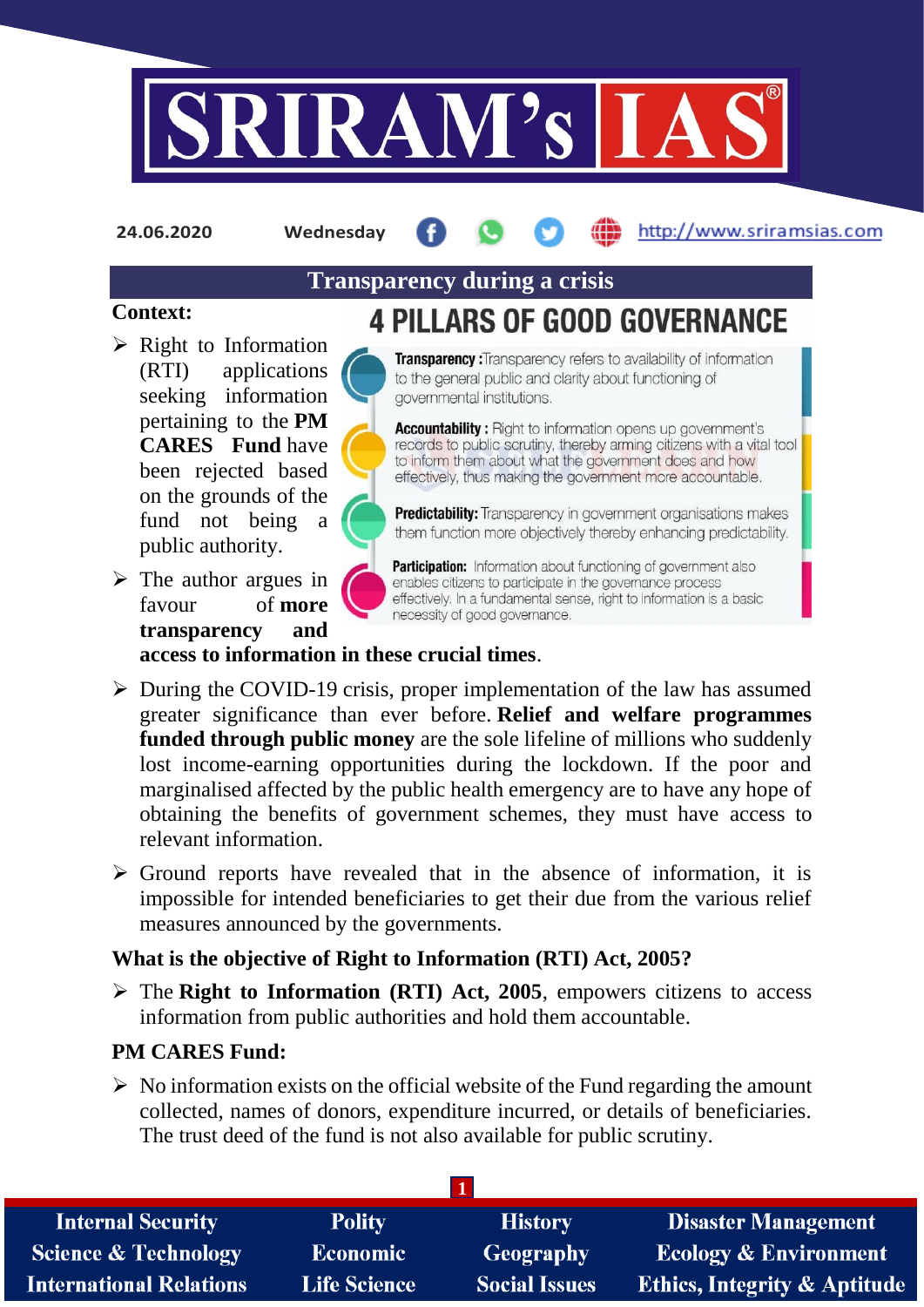24.06.2020 Wednesday http://www.sriramsias.com

# Transparency during a crisis

**Context:**

- Right to Information (RTI) applications seeking information pertaining to the **PM CARES Fund** have been rejected based on the grounds of the fund not being a public authority.
- The author argues in favour of **more transparency and access to information in these crucial times**.

## 4 PILLARS OF GOOD GOVERNANCE

- **Transparency :** Transparency refers to availability of information to the general public and clarity about functioning of governmental institutions.
- **Accountability :** Right to information opens up government's records to public scrutiny, thereby arming citizens with a vital tool to inform them about what the government does and how effectively, thus making the government more accountable.
- **Predictability:** Transparency in government organisations makes them function more objectively thereby enhancing predictability.
- **Participation:** Information about functioning of government also enables citizens to participate in the governance process effectively. In a fundamental sense, right to information is a basic necessity of good governance.

- During the COVID-19 crisis, proper implementation of the law has assumed greater significance than ever before. **Relief and welfare programmes funded through public money** are the sole lifeline of millions who suddenly lost income-earning opportunities during the lockdown. If the poor and marginalised affected by the public health emergency are to have any hope of obtaining the benefits of government schemes, they must have access to relevant information.
- Ground reports have revealed that in the absence of information, it is impossible for intended beneficiaries to get their due from the various relief measures announced by the governments.

**What is the objective of Right to Information (RTI) Act, 2005?**

- The **Right to Information (RTI) Act, 2005**, empowers citizens to access information from public authorities and hold them accountable.

**PM CARES Fund:**

- No information exists on the official website of the Fund regarding the amount collected, names of donors, expenditure incurred, or details of beneficiaries. The trust deed of the fund is not also available for public scrutiny.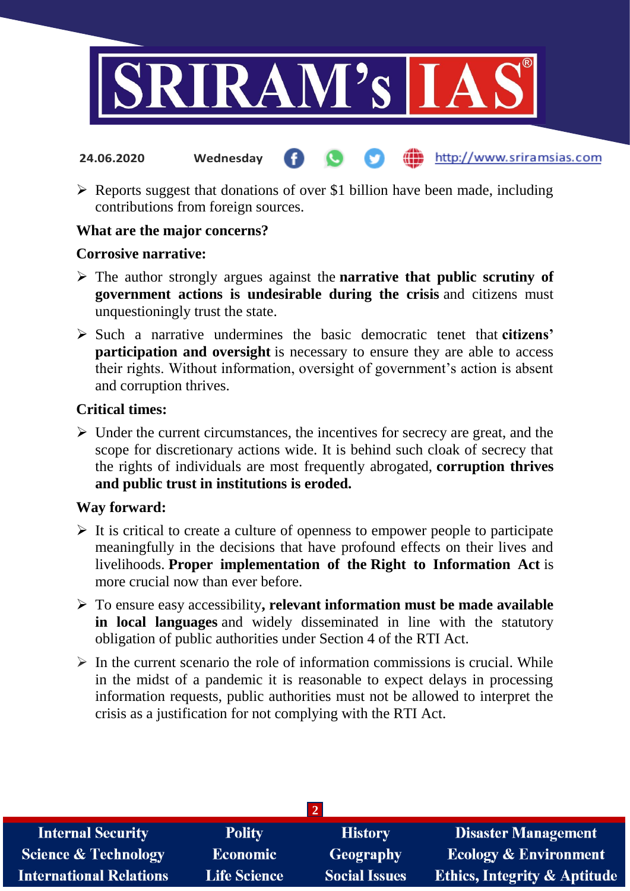- Reports suggest that donations of over $1 billion have been made, including contributions from foreign sources.

**What are the major concerns?**

**Corrosive narrative:**

- The author strongly argues against the **narrative that public scrutiny of government actions is undesirable during the crisis** and citizens must unquestioningly trust the state.
- Such a narrative undermines the basic democratic tenet that **citizens' participation and oversight** is necessary to ensure they are able to access their rights. Without information, oversight of government's action is absent and corruption thrives.

**Critical times:**

- Under the current circumstances, the incentives for secrecy are great, and the scope for discretionary actions wide. It is behind such cloak of secrecy that the rights of individuals are most frequently abrogated, **corruption thrives and public trust in institutions is eroded.**

**Way forward:**

- It is critical to create a culture of openness to empower people to participate meaningfully in the decisions that have profound effects on their lives and livelihoods. **Proper implementation of the Right to Information Act** is more crucial now than ever before.
- To ensure easy accessibility**, relevant information must be made available in local languages** and widely disseminated in line with the statutory obligation of public authorities under Section 4 of the RTI Act.
- In the current scenario the role of information commissions is crucial. While in the midst of a pandemic it is reasonable to expect delays in processing information requests, public authorities must not be allowed to interpret the crisis as a justification for not complying with the RTI Act.